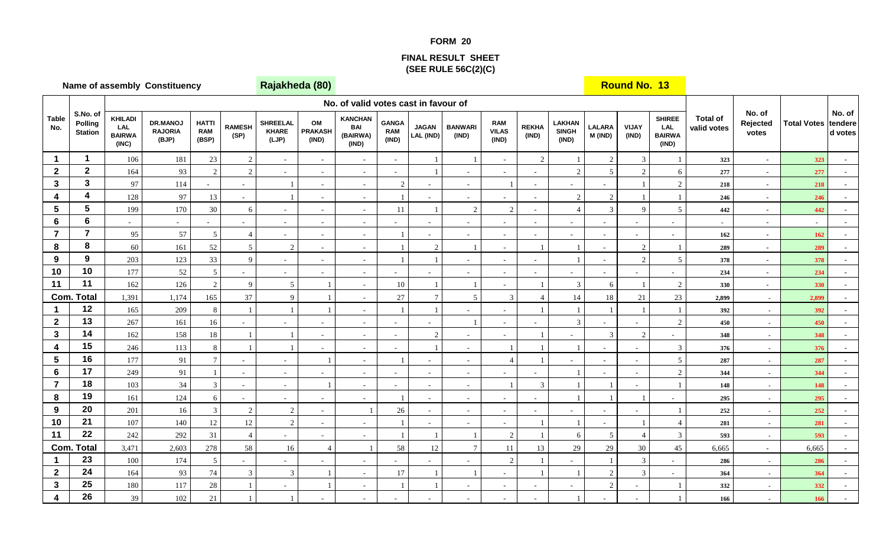# FORM 20

## FINAL RESULT SHEET
### (SEE RULE 56C(2)(C)

**Name of assembly Constituency** **Rajakheda (80)** **Round No. 13**

| Table No. | S.No. of Polling Station | No. of valid votes cast in favour of | | | | | | | | | | | | | | | | Total of valid votes | No. of Rejected votes | Total Votes | No. of tendered votes |
|---|---|---|---|---|---|---|---|---|---|---|---|---|---|---|---|---|---|---|---|---|---|
| | | KHILADI LAL BAIRWA (INC) | DR.MANOJ RAJORIA (BJP) | HATTI RAM (BSP) | RAMESH (SP) | SHREELAL KHARE (LJP) | OM PRAKASH (IND) | KANCHAN BAI (BAIRWA) (IND) | GANGA RAM (IND) | JAGAN LAL (IND) | BANWARI (IND) | RAM VILAS (IND) | REKHA (IND) | LAKHAN SINGH (IND) | LALARA M (IND) | VIJAY (IND) | SHIREE LAL BAIRWA (IND) | | | | |
| 1 | 1 | 106 | 181 | 23 | 2 | - | - | - | - | 1 | 1 | - | 2 | 1 | 2 | 3 | 1 | 323 | - | 323 | - |
| 2 | 2 | 164 | 93 | 2 | 2 | - | - | - | - | 1 | - | - | - | 2 | 5 | 2 | 6 | 277 | - | 277 | - |
| 3 | 3 | 97 | 114 | - | - | 1 | - | - | 2 | - | - | 1 | - | - | - | 1 | 2 | 218 | - | 218 | - |
| 4 | 4 | 128 | 97 | 13 | - | 1 | - | - | 1 | - | - | - | - | 2 | 2 | 1 | 1 | 246 | - | 246 | - |
| 5 | 5 | 199 | 170 | 30 | 6 | - | - | - | 11 | 1 | 2 | 2 | - | 4 | 3 | 9 | 5 | 442 | - | 442 | - |
| 6 | 6 | - | - | - | - | - | - | - | - | - | - | - | - | - | - | - | - | - | - | - | - |
| 7 | 7 | 95 | 57 | 5 | 4 | - | - | - | 1 | - | - | - | - | - | - | - | - | 162 | - | 162 | - |
| 8 | 8 | 60 | 161 | 52 | 5 | 2 | - | - | 1 | 2 | 1 | - | 1 | 1 | - | 2 | 1 | 289 | - | 289 | - |
| 9 | 9 | 203 | 123 | 33 | 9 | - | - | - | 1 | 1 | - | - | - | 1 | - | 2 | 5 | 378 | - | 378 | - |
| 10 | 10 | 177 | 52 | 5 | - | - | - | - | - | - | - | - | - | - | - | - | - | 234 | - | 234 | - |
| 11 | 11 | 162 | 126 | 2 | 9 | 5 | 1 | - | 10 | 1 | 1 | - | 1 | 3 | 6 | 1 | 2 | 330 | - | 330 | - |
| Com. Total | | 1,391 | 1,174 | 165 | 37 | 9 | 1 | - | 27 | 7 | 5 | 3 | 4 | 14 | 18 | 21 | 23 | 2,899 | - | 2,899 | - |
| 1 | 12 | 165 | 209 | 8 | 1 | 1 | 1 | - | 1 | 1 | - | - | 1 | 1 | 1 | 1 | 1 | 392 | - | 392 | - |
| 2 | 13 | 267 | 161 | 16 | - | - | - | - | - | - | 1 | - | - | 3 | - | - | 2 | 450 | - | 450 | - |
| 3 | 14 | 162 | 158 | 18 | 1 | 1 | - | - | - | 2 | - | - | 1 | - | 3 | 2 | - | 348 | - | 348 | - |
| 4 | 15 | 246 | 113 | 8 | 1 | 1 | - | - | - | 1 | - | 1 | 1 | 1 | - | - | 3 | 376 | - | 376 | - |
| 5 | 16 | 177 | 91 | 7 | - | - | 1 | - | 1 | - | - | 4 | 1 | - | - | - | 5 | 287 | - | 287 | - |
| 6 | 17 | 249 | 91 | 1 | - | - | - | - | - | - | - | - | - | 1 | - | - | 2 | 344 | - | 344 | - |
| 7 | 18 | 103 | 34 | 3 | - | - | 1 | - | - | - | - | 1 | 3 | 1 | 1 | - | 1 | 148 | - | 148 | - |
| 8 | 19 | 161 | 124 | 6 | - | - | - | - | 1 | - | - | - | - | 1 | 1 | 1 | - | 295 | - | 295 | - |
| 9 | 20 | 201 | 16 | 3 | 2 | 2 | - | 1 | 26 | - | - | - | - | - | - | - | 1 | 252 | - | 252 | - |
| 10 | 21 | 107 | 140 | 12 | 12 | 2 | - | - | 1 | - | - | - | 1 | 1 | - | 1 | 4 | 281 | - | 281 | - |
| 11 | 22 | 242 | 292 | 31 | 4 | - | - | - | 1 | 1 | 1 | 2 | 1 | 6 | 5 | 4 | 3 | 593 | - | 593 | - |
| Com. Total | | 3,471 | 2,603 | 278 | 58 | 16 | 4 | 1 | 58 | 12 | 7 | 11 | 13 | 29 | 29 | 30 | 45 | 6,665 | - | 6,665 | - |
| 1 | 23 | 100 | 174 | 5 | - | - | - | - | - | - | - | 2 | 1 | - | 1 | 3 | - | 286 | - | 286 | - |
| 2 | 24 | 164 | 93 | 74 | 3 | 3 | 1 | - | 17 | 1 | 1 | - | 1 | 1 | 2 | 3 | - | 364 | - | 364 | - |
| 3 | 25 | 180 | 117 | 28 | 1 | - | 1 | - | 1 | 1 | - | - | - | - | 2 | - | 1 | 332 | - | 332 | - |
| 4 | 26 | 39 | 102 | 21 | 1 | 1 | - | - | - | - | - | - | - | 1 | - | - | 1 | 166 | - | 166 | - |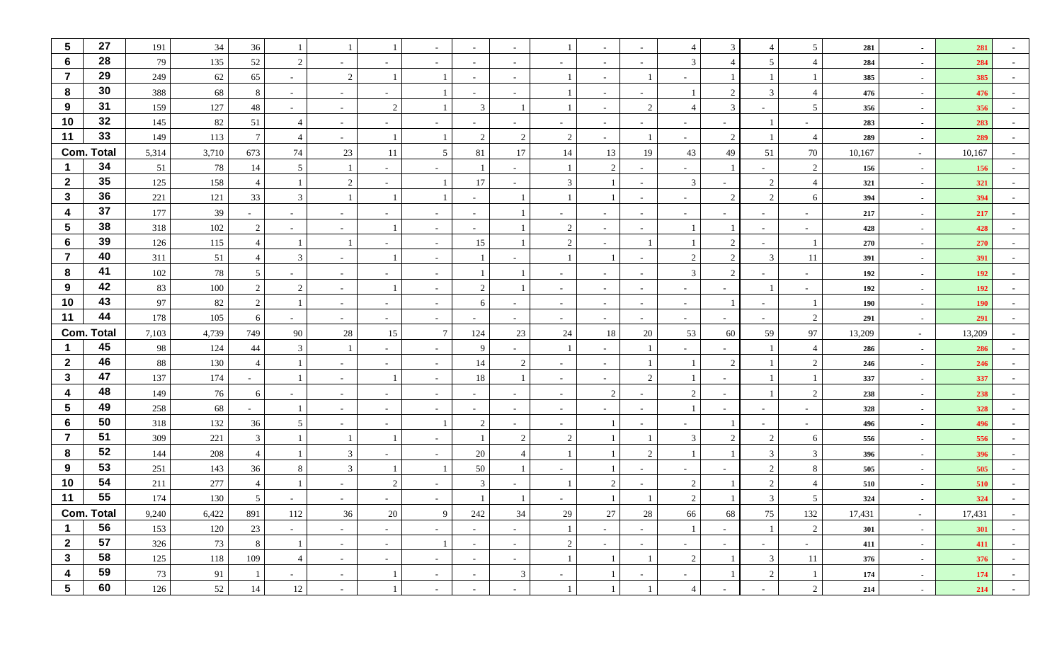| 5 | 27 | 191 | 34 | 36 | 1 | 1 | 1 | - | - | - | 1 | - | - | 4 | 3 | 4 | 5 | 281 | - | 281 | - |
|---|---|---|---|---|---|---|---|---|---|---|---|---|---|---|---|---|---|---|---|---|---|
| 6 | 28 | 79 | 135 | 52 | 2 | - | - | - | - | - | - | - | - | 3 | 4 | 5 | 4 | 284 | - | 284 | - |
| 7 | 29 | 249 | 62 | 65 | - | 2 | 1 | 1 | - | - | 1 | - | 1 | - | 1 | 1 | 1 | 385 | - | 385 | - |
| 8 | 30 | 388 | 68 | 8 | - | - | - | 1 | - | - | 1 | - | - | 1 | 2 | 3 | 4 | 476 | - | 476 | - |
| 9 | 31 | 159 | 127 | 48 | - | - | 2 | 1 | 3 | 1 | 1 | - | 2 | 4 | 3 | - | 5 | 356 | - | 356 | - |
| 10 | 32 | 145 | 82 | 51 | 4 | - | - | - | - | - | - | - | - | - | - | 1 | - | 283 | - | 283 | - |
| 11 | 33 | 149 | 113 | 7 | 4 | - | 1 | 1 | 2 | 2 | 2 | - | 1 | - | 2 | 1 | 4 | 289 | - | 289 | - |
| Com. Total | | 5,314 | 3,710 | 673 | 74 | 23 | 11 | 5 | 81 | 17 | 14 | 13 | 19 | 43 | 49 | 51 | 70 | 10,167 | - | 10,167 | - |
| 1 | 34 | 51 | 78 | 14 | 5 | 1 | - | - | 1 | - | 1 | 2 | - | - | 1 | - | 2 | 156 | - | 156 | - |
| 2 | 35 | 125 | 158 | 4 | 1 | 2 | - | 1 | 17 | - | 3 | 1 | - | 3 | - | 2 | 4 | 321 | - | 321 | - |
| 3 | 36 | 221 | 121 | 33 | 3 | 1 | 1 | 1 | - | 1 | 1 | 1 | - | - | 2 | 2 | 6 | 394 | - | 394 | - |
| 4 | 37 | 177 | 39 | - | - | - | - | - | - | 1 | - | - | - | - | - | - | - | 217 | - | 217 | - |
| 5 | 38 | 318 | 102 | 2 | - | - | 1 | - | - | 1 | 2 | - | - | 1 | 1 | - | - | 428 | - | 428 | - |
| 6 | 39 | 126 | 115 | 4 | 1 | 1 | - | - | 15 | 1 | 2 | - | 1 | 1 | 2 | - | 1 | 270 | - | 270 | - |
| 7 | 40 | 311 | 51 | 4 | 3 | - | 1 | - | 1 | - | 1 | 1 | - | 2 | 2 | 3 | 11 | 391 | - | 391 | - |
| 8 | 41 | 102 | 78 | 5 | - | - | - | - | 1 | 1 | - | - | - | 3 | 2 | - | - | 192 | - | 192 | - |
| 9 | 42 | 83 | 100 | 2 | 2 | - | 1 | - | 2 | 1 | - | - | - | - | - | 1 | - | 192 | - | 192 | - |
| 10 | 43 | 97 | 82 | 2 | 1 | - | - | - | 6 | - | - | - | - | - | 1 | - | 1 | 190 | - | 190 | - |
| 11 | 44 | 178 | 105 | 6 | - | - | - | - | - | - | - | - | - | - | - | - | 2 | 291 | - | 291 | - |
| Com. Total | | 7,103 | 4,739 | 749 | 90 | 28 | 15 | 7 | 124 | 23 | 24 | 18 | 20 | 53 | 60 | 59 | 97 | 13,209 | - | 13,209 | - |
| 1 | 45 | 98 | 124 | 44 | 3 | 1 | - | - | 9 | - | 1 | - | 1 | - | - | 1 | 4 | 286 | - | 286 | - |
| 2 | 46 | 88 | 130 | 4 | 1 | - | - | - | 14 | 2 | - | - | 1 | 1 | 2 | 1 | 2 | 246 | - | 246 | - |
| 3 | 47 | 137 | 174 | - | 1 | - | 1 | - | 18 | 1 | - | - | 2 | 1 | - | 1 | 1 | 337 | - | 337 | - |
| 4 | 48 | 149 | 76 | 6 | - | - | - | - | - | - | - | 2 | - | 2 | - | 1 | 2 | 238 | - | 238 | - |
| 5 | 49 | 258 | 68 | - | 1 | - | - | - | - | - | - | - | - | 1 | - | - | - | 328 | - | 328 | - |
| 6 | 50 | 318 | 132 | 36 | 5 | - | - | 1 | 2 | - | - | 1 | - | - | 1 | - | - | 496 | - | 496 | - |
| 7 | 51 | 309 | 221 | 3 | 1 | 1 | 1 | - | 1 | 2 | 2 | 1 | 1 | 3 | 2 | 2 | 6 | 556 | - | 556 | - |
| 8 | 52 | 144 | 208 | 4 | 1 | 3 | - | - | 20 | 4 | 1 | 1 | 2 | 1 | 1 | 3 | 3 | 396 | - | 396 | - |
| 9 | 53 | 251 | 143 | 36 | 8 | 3 | 1 | 1 | 50 | 1 | - | 1 | - | - | - | 2 | 8 | 505 | - | 505 | - |
| 10 | 54 | 211 | 277 | 4 | 1 | - | 2 | - | 3 | - | 1 | 2 | - | 2 | 1 | 2 | 4 | 510 | - | 510 | - |
| 11 | 55 | 174 | 130 | 5 | - | - | - | - | 1 | 1 | - | 1 | 1 | 2 | 1 | 3 | 5 | 324 | - | 324 | - |
| Com. Total | | 9,240 | 6,422 | 891 | 112 | 36 | 20 | 9 | 242 | 34 | 29 | 27 | 28 | 66 | 68 | 75 | 132 | 17,431 | - | 17,431 | - |
| 1 | 56 | 153 | 120 | 23 | - | - | - | - | - | - | 1 | - | - | 1 | - | 1 | 2 | 301 | - | 301 | - |
| 2 | 57 | 326 | 73 | 8 | 1 | - | - | 1 | - | - | 2 | - | - | - | - | - | - | 411 | - | 411 | - |
| 3 | 58 | 125 | 118 | 109 | 4 | - | - | - | - | - | 1 | 1 | 1 | 2 | 1 | 3 | 11 | 376 | - | 376 | - |
| 4 | 59 | 73 | 91 | 1 | - | - | 1 | - | - | 3 | - | 1 | - | - | 1 | 2 | 1 | 174 | - | 174 | - |
| 5 | 60 | 126 | 52 | 14 | 12 | - | 1 | - | - | - | 1 | 1 | 1 | 4 | - | - | 2 | 214 | - | 214 | - |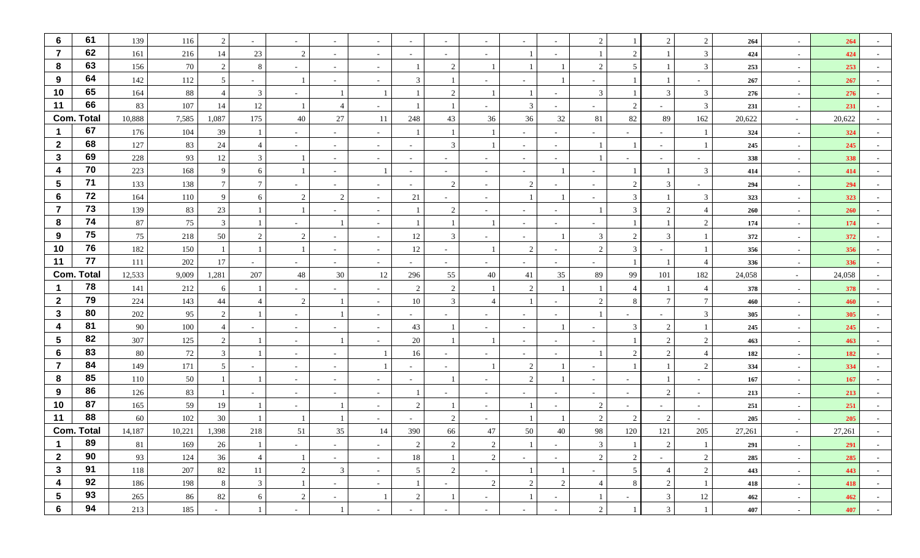| | | | | | | | | | | | | | | | | | | | | | |
|---|---|---|---|---|---|---|---|---|---|---|---|---|---|---|---|---|---|---|---|---|---|
| 6 | 61 | 139 | 116 | 2 | - | - | - | - | - | - | - | - | - | 2 | 1 | 2 | 2 | 264 | - | 264 | - |
| 7 | 62 | 161 | 216 | 14 | 23 | 2 | - | - | - | - | - | 1 | - | 1 | 2 | 1 | 3 | 424 | - | 424 | - |
| 8 | 63 | 156 | 70 | 2 | 8 | - | - | - | 1 | 2 | 1 | 1 | 1 | 2 | 5 | 1 | 3 | 253 | - | 253 | - |
| 9 | 64 | 142 | 112 | 5 | - | 1 | - | - | 3 | 1 | - | - | 1 | - | 1 | 1 | - | 267 | - | 267 | - |
| 10 | 65 | 164 | 88 | 4 | 3 | - | 1 | 1 | 1 | 2 | 1 | 1 | - | 3 | 1 | 3 | 3 | 276 | - | 276 | - |
| 11 | 66 | 83 | 107 | 14 | 12 | 1 | 4 | - | 1 | 1 | - | 3 | - | - | 2 | - | 3 | 231 | - | 231 | - |
| Com. Total | | 10,888 | 7,585 | 1,087 | 175 | 40 | 27 | 11 | 248 | 43 | 36 | 36 | 32 | 81 | 82 | 89 | 162 | 20,622 | - | 20,622 | - |
| 1 | 67 | 176 | 104 | 39 | 1 | - | - | - | 1 | 1 | 1 | - | - | - | - | - | 1 | 324 | - | 324 | - |
| 2 | 68 | 127 | 83 | 24 | 4 | - | - | - | - | 3 | 1 | - | - | 1 | 1 | - | 1 | 245 | - | 245 | - |
| 3 | 69 | 228 | 93 | 12 | 3 | 1 | - | - | - | - | - | - | - | 1 | - | - | - | 338 | - | 338 | - |
| 4 | 70 | 223 | 168 | 9 | 6 | 1 | - | 1 | - | - | - | - | 1 | - | 1 | 1 | 3 | 414 | - | 414 | - |
| 5 | 71 | 133 | 138 | 7 | 7 | - | - | - | - | 2 | - | 2 | - | - | 2 | 3 | - | 294 | - | 294 | - |
| 6 | 72 | 164 | 110 | 9 | 6 | 2 | 2 | - | 21 | - | - | 1 | 1 | - | 3 | 1 | 3 | 323 | - | 323 | - |
| 7 | 73 | 139 | 83 | 23 | 1 | 1 | - | - | 1 | 2 | - | - | - | 1 | 3 | 2 | 4 | 260 | - | 260 | - |
| 8 | 74 | 87 | 75 | 3 | 1 | - | 1 | - | 1 | 1 | 1 | - | - | - | 1 | 1 | 2 | 174 | - | 174 | - |
| 9 | 75 | 75 | 218 | 50 | 2 | 2 | - | - | 12 | 3 | - | - | 1 | 3 | 2 | 3 | 1 | 372 | - | 372 | - |
| 10 | 76 | 182 | 150 | 1 | 1 | 1 | - | - | 12 | - | 1 | 2 | - | 2 | 3 | - | 1 | 356 | - | 356 | - |
| 11 | 77 | 111 | 202 | 17 | - | - | - | - | - | - | - | - | - | - | 1 | 1 | 4 | 336 | - | 336 | - |
| Com. Total | | 12,533 | 9,009 | 1,281 | 207 | 48 | 30 | 12 | 296 | 55 | 40 | 41 | 35 | 89 | 99 | 101 | 182 | 24,058 | - | 24,058 | - |
| 1 | 78 | 141 | 212 | 6 | 1 | - | - | - | 2 | 2 | 1 | 2 | 1 | 1 | 4 | 1 | 4 | 378 | - | 378 | - |
| 2 | 79 | 224 | 143 | 44 | 4 | 2 | 1 | - | 10 | 3 | 4 | 1 | - | 2 | 8 | 7 | 7 | 460 | - | 460 | - |
| 3 | 80 | 202 | 95 | 2 | 1 | - | 1 | - | - | - | - | - | - | 1 | - | - | 3 | 305 | - | 305 | - |
| 4 | 81 | 90 | 100 | 4 | - | - | - | - | 43 | 1 | - | - | 1 | - | 3 | 2 | 1 | 245 | - | 245 | - |
| 5 | 82 | 307 | 125 | 2 | 1 | - | 1 | - | 20 | 1 | 1 | - | - | - | 1 | 2 | 2 | 463 | - | 463 | - |
| 6 | 83 | 80 | 72 | 3 | 1 | - | - | 1 | 16 | - | - | - | - | 1 | 2 | 2 | 4 | 182 | - | 182 | - |
| 7 | 84 | 149 | 171 | 5 | - | - | - | 1 | - | - | 1 | 2 | 1 | - | 1 | 1 | 2 | 334 | - | 334 | - |
| 8 | 85 | 110 | 50 | 1 | 1 | - | - | - | - | 1 | - | 2 | 1 | - | - | 1 | - | 167 | - | 167 | - |
| 9 | 86 | 126 | 83 | 1 | - | - | - | - | 1 | - | - | - | - | - | - | 2 | - | 213 | - | 213 | - |
| 10 | 87 | 165 | 59 | 19 | 1 | - | 1 | - | 2 | 1 | - | 1 | - | 2 | - | - | - | 251 | - | 251 | - |
| 11 | 88 | 60 | 102 | 30 | 1 | 1 | 1 | - | - | 2 | - | 1 | 1 | 2 | 2 | 2 | - | 205 | - | 205 | - |
| Com. Total | | 14,187 | 10,221 | 1,398 | 218 | 51 | 35 | 14 | 390 | 66 | 47 | 50 | 40 | 98 | 120 | 121 | 205 | 27,261 | - | 27,261 | - |
| 1 | 89 | 81 | 169 | 26 | 1 | - | - | - | 2 | 2 | 2 | 1 | - | 3 | 1 | 2 | 1 | 291 | - | 291 | - |
| 2 | 90 | 93 | 124 | 36 | 4 | 1 | - | - | 18 | 1 | 2 | - | - | 2 | 2 | - | 2 | 285 | - | 285 | - |
| 3 | 91 | 118 | 207 | 82 | 11 | 2 | 3 | - | 5 | 2 | - | 1 | 1 | - | 5 | 4 | 2 | 443 | - | 443 | - |
| 4 | 92 | 186 | 198 | 8 | 3 | 1 | - | - | 1 | - | 2 | 2 | 2 | 4 | 8 | 2 | 1 | 418 | - | 418 | - |
| 5 | 93 | 265 | 86 | 82 | 6 | 2 | - | 1 | 2 | 1 | - | 1 | - | 1 | - | 3 | 12 | 462 | - | 462 | - |
| 6 | 94 | 213 | 185 | - | 1 | - | 1 | - | - | - | - | - | - | 2 | 1 | 3 | 1 | 407 | - | 407 | - |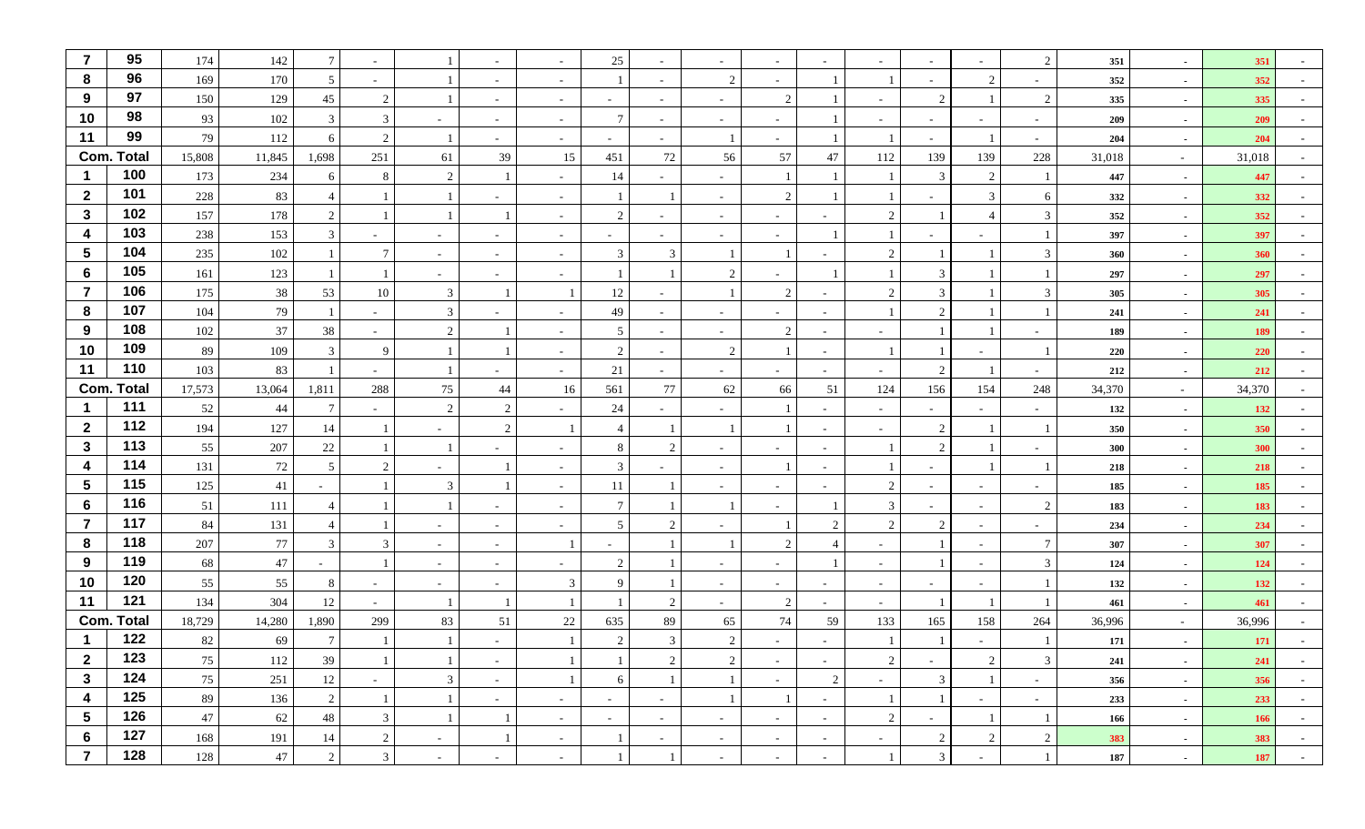| 7 | 95 | 174 | 142 | 7 | - | 1 | - | - | 25 | - | - | - | - | - | - | - | 2 | 351 | - | 351 | - |
|---|---|---|---|---|---|---|---|---|---|---|---|---|---|---|---|---|---|---|---|---|---|
| 8 | 96 | 169 | 170 | 5 | - | 1 | - | - | 1 | - | 2 | - | 1 | 1 | - | 2 | - | 352 | - | 352 | - |
| 9 | 97 | 150 | 129 | 45 | 2 | 1 | - | - | - | - | - | 2 | 1 | - | 2 | 1 | 2 | 335 | - | 335 | - |
| 10 | 98 | 93 | 102 | 3 | 3 | - | - | - | 7 | - | - | - | 1 | - | - | - | - | 209 | - | 209 | - |
| 11 | 99 | 79 | 112 | 6 | 2 | 1 | - | - | - | - | 1 | - | 1 | 1 | - | 1 | - | 204 | - | 204 | - |
| Com. Total | | 15,808 | 11,845 | 1,698 | 251 | 61 | 39 | 15 | 451 | 72 | 56 | 57 | 47 | 112 | 139 | 139 | 228 | 31,018 | - | 31,018 | - |
| 1 | 100 | 173 | 234 | 6 | 8 | 2 | 1 | - | 14 | - | - | 1 | 1 | 1 | 3 | 2 | 1 | 447 | - | 447 | - |
| 2 | 101 | 228 | 83 | 4 | 1 | 1 | - | - | 1 | 1 | - | 2 | 1 | 1 | - | 3 | 6 | 332 | - | 332 | - |
| 3 | 102 | 157 | 178 | 2 | 1 | 1 | 1 | - | 2 | - | - | - | - | 2 | 1 | 4 | 3 | 352 | - | 352 | - |
| 4 | 103 | 238 | 153 | 3 | - | - | - | - | - | - | - | - | 1 | 1 | - | - | 1 | 397 | - | 397 | - |
| 5 | 104 | 235 | 102 | 1 | 7 | - | - | - | 3 | 3 | 1 | 1 | - | 2 | 1 | 1 | 3 | 360 | - | 360 | - |
| 6 | 105 | 161 | 123 | 1 | 1 | - | - | - | 1 | 1 | 2 | - | 1 | 1 | 3 | 1 | 1 | 297 | - | 297 | - |
| 7 | 106 | 175 | 38 | 53 | 10 | 3 | 1 | 1 | 12 | - | 1 | 2 | - | 2 | 3 | 1 | 3 | 305 | - | 305 | - |
| 8 | 107 | 104 | 79 | 1 | - | 3 | - | - | 49 | - | - | - | - | 1 | 2 | 1 | 1 | 241 | - | 241 | - |
| 9 | 108 | 102 | 37 | 38 | - | 2 | 1 | - | 5 | - | - | 2 | - | - | 1 | 1 | - | 189 | - | 189 | - |
| 10 | 109 | 89 | 109 | 3 | 9 | 1 | 1 | - | 2 | - | 2 | 1 | - | 1 | 1 | - | 1 | 220 | - | 220 | - |
| 11 | 110 | 103 | 83 | 1 | - | 1 | - | - | 21 | - | - | - | - | - | 2 | 1 | - | 212 | - | 212 | - |
| Com. Total | | 17,573 | 13,064 | 1,811 | 288 | 75 | 44 | 16 | 561 | 77 | 62 | 66 | 51 | 124 | 156 | 154 | 248 | 34,370 | - | 34,370 | - |
| 1 | 111 | 52 | 44 | 7 | - | 2 | 2 | - | 24 | - | - | 1 | - | - | - | - | - | 132 | - | 132 | - |
| 2 | 112 | 194 | 127 | 14 | 1 | - | 2 | 1 | 4 | 1 | 1 | 1 | - | - | 2 | 1 | 1 | 350 | - | 350 | - |
| 3 | 113 | 55 | 207 | 22 | 1 | 1 | - | - | 8 | 2 | - | - | - | 1 | 2 | 1 | - | 300 | - | 300 | - |
| 4 | 114 | 131 | 72 | 5 | 2 | - | 1 | - | 3 | - | - | 1 | - | 1 | - | 1 | 1 | 218 | - | 218 | - |
| 5 | 115 | 125 | 41 | - | 1 | 3 | 1 | - | 11 | 1 | - | - | - | 2 | - | - | - | 185 | - | 185 | - |
| 6 | 116 | 51 | 111 | 4 | 1 | 1 | - | - | 7 | 1 | 1 | - | 1 | 3 | - | - | 2 | 183 | - | 183 | - |
| 7 | 117 | 84 | 131 | 4 | 1 | - | - | - | 5 | 2 | - | 1 | 2 | 2 | 2 | - | - | 234 | - | 234 | - |
| 8 | 118 | 207 | 77 | 3 | 3 | - | - | 1 | - | 1 | 1 | 2 | 4 | - | 1 | - | 7 | 307 | - | 307 | - |
| 9 | 119 | 68 | 47 | - | 1 | - | - | - | 2 | 1 | - | - | 1 | - | 1 | - | 3 | 124 | - | 124 | - |
| 10 | 120 | 55 | 55 | 8 | - | - | - | 3 | 9 | 1 | - | - | - | - | - | - | 1 | 132 | - | 132 | - |
| 11 | 121 | 134 | 304 | 12 | - | 1 | 1 | 1 | 1 | 2 | - | 2 | - | - | 1 | 1 | 1 | 461 | - | 461 | - |
| Com. Total | | 18,729 | 14,280 | 1,890 | 299 | 83 | 51 | 22 | 635 | 89 | 65 | 74 | 59 | 133 | 165 | 158 | 264 | 36,996 | - | 36,996 | - |
| 1 | 122 | 82 | 69 | 7 | 1 | 1 | - | 1 | 2 | 3 | 2 | - | - | 1 | 1 | - | 1 | 171 | - | 171 | - |
| 2 | 123 | 75 | 112 | 39 | 1 | 1 | - | 1 | 1 | 2 | 2 | - | - | 2 | - | 2 | 3 | 241 | - | 241 | - |
| 3 | 124 | 75 | 251 | 12 | - | 3 | - | 1 | 6 | 1 | 1 | - | 2 | - | 3 | 1 | - | 356 | - | 356 | - |
| 4 | 125 | 89 | 136 | 2 | 1 | 1 | - | - | - | - | 1 | 1 | - | 1 | 1 | - | - | 233 | - | 233 | - |
| 5 | 126 | 47 | 62 | 48 | 3 | 1 | 1 | - | - | - | - | - | - | 2 | - | 1 | 1 | 166 | - | 166 | - |
| 6 | 127 | 168 | 191 | 14 | 2 | - | 1 | - | 1 | - | - | - | - | - | 2 | 2 | 2 | 383 | - | 383 | - |
| 7 | 128 | 128 | 47 | 2 | 3 | - | - | - | 1 | 1 | - | - | - | 1 | 3 | - | 1 | 187 | - | 187 | - |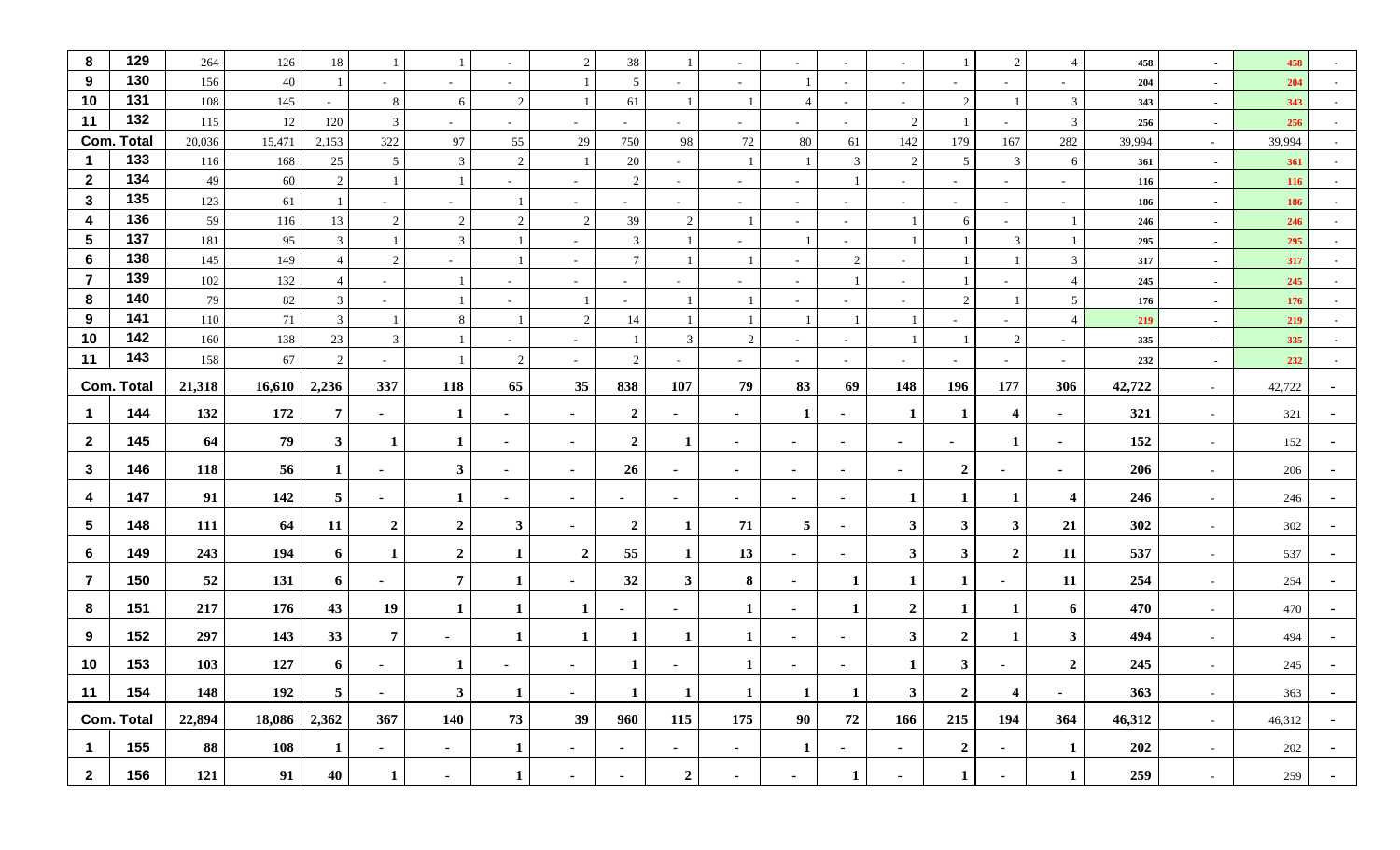| | | | | | | | | | | | | | | | | | | | | | |
|---|---|---|---|---|---|---|---|---|---|---|---|---|---|---|---|---|---|---|---|---|---|
| 8 | 129 | 264 | 126 | 18 | 1 | 1 | - | 2 | 38 | 1 | - | - | - | - | 1 | 2 | 4 | 458 | - | 458 | - |
| 9 | 130 | 156 | 40 | 1 | - | - | - | 1 | 5 | - | - | 1 | - | - | - | - | - | 204 | - | 204 | - |
| 10 | 131 | 108 | 145 | - | 8 | 6 | 2 | 1 | 61 | 1 | 1 | 4 | - | - | 2 | 1 | 3 | 343 | - | 343 | - |
| 11 | 132 | 115 | 12 | 120 | 3 | - | - | - | - | - | - | - | - | 2 | 1 | - | 3 | 256 | - | 256 | - |
| **Com. Total** | | 20,036 | 15,471 | 2,153 | 322 | 97 | 55 | 29 | 750 | 98 | 72 | 80 | 61 | 142 | 179 | 167 | 282 | 39,994 | - | 39,994 | - |
| 1 | 133 | 116 | 168 | 25 | 5 | 3 | 2 | 1 | 20 | - | 1 | 1 | 3 | 2 | 5 | 3 | 6 | 361 | - | 361 | - |
| 2 | 134 | 49 | 60 | 2 | 1 | 1 | - | - | 2 | - | - | - | 1 | - | - | - | - | 116 | - | 116 | - |
| 3 | 135 | 123 | 61 | 1 | - | - | 1 | - | - | - | - | - | - | - | - | - | - | 186 | - | 186 | - |
| 4 | 136 | 59 | 116 | 13 | 2 | 2 | 2 | 2 | 39 | 2 | 1 | - | - | 1 | 6 | - | 1 | 246 | - | 246 | - |
| 5 | 137 | 181 | 95 | 3 | 1 | 3 | 1 | - | 3 | 1 | - | 1 | - | 1 | 1 | 3 | 1 | 295 | - | 295 | - |
| 6 | 138 | 145 | 149 | 4 | 2 | - | 1 | - | 7 | 1 | 1 | - | 2 | - | 1 | 1 | 3 | 317 | - | 317 | - |
| 7 | 139 | 102 | 132 | 4 | - | 1 | - | - | - | - | - | - | 1 | - | 1 | - | 4 | 245 | - | 245 | - |
| 8 | 140 | 79 | 82 | 3 | - | 1 | - | 1 | - | 1 | 1 | - | - | - | 2 | 1 | 5 | 176 | - | 176 | - |
| 9 | 141 | 110 | 71 | 3 | 1 | 8 | 1 | 2 | 14 | 1 | 1 | 1 | 1 | 1 | - | - | 4 | 219 | - | 219 | - |
| 10 | 142 | 160 | 138 | 23 | 3 | 1 | - | - | 1 | 3 | 2 | - | - | 1 | 1 | 2 | - | 335 | - | 335 | - |
| 11 | 143 | 158 | 67 | 2 | - | 1 | 2 | - | 2 | - | - | - | - | - | - | - | - | 232 | - | 232 | - |
| **Com. Total** | | **21,318** | **16,610** | **2,236** | **337** | **118** | **65** | **35** | **838** | **107** | **79** | **83** | **69** | **148** | **196** | **177** | **306** | **42,722** | - | 42,722 | - |
| 1 | 144 | 132 | 172 | 7 | - | 1 | - | - | 2 | - | - | 1 | - | 1 | 1 | 4 | - | 321 | - | 321 | - |
| 2 | 145 | 64 | 79 | 3 | 1 | 1 | - | - | 2 | 1 | - | - | - | - | - | 1 | - | 152 | - | 152 | - |
| 3 | 146 | 118 | 56 | 1 | - | 3 | - | - | 26 | - | - | - | - | - | 2 | - | - | 206 | - | 206 | - |
| 4 | 147 | 91 | 142 | 5 | - | 1 | - | - | - | - | - | - | - | 1 | 1 | 1 | 4 | 246 | - | 246 | - |
| 5 | 148 | 111 | 64 | 11 | 2 | 2 | 3 | - | 2 | 1 | 71 | 5 | - | 3 | 3 | 3 | 21 | 302 | - | 302 | - |
| 6 | 149 | 243 | 194 | 6 | 1 | 2 | 1 | 2 | 55 | 1 | 13 | - | - | 3 | 3 | 2 | 11 | 537 | - | 537 | - |
| 7 | 150 | 52 | 131 | 6 | - | 7 | 1 | - | 32 | 3 | 8 | - | 1 | 1 | 1 | - | 11 | 254 | - | 254 | - |
| 8 | 151 | 217 | 176 | 43 | 19 | 1 | 1 | 1 | - | - | 1 | - | 1 | 2 | 1 | 1 | 6 | 470 | - | 470 | - |
| 9 | 152 | 297 | 143 | 33 | 7 | - | 1 | 1 | 1 | 1 | 1 | - | - | 3 | 2 | 1 | 3 | 494 | - | 494 | - |
| 10 | 153 | 103 | 127 | 6 | - | 1 | - | - | 1 | - | 1 | - | - | 1 | 3 | - | 2 | 245 | - | 245 | - |
| 11 | 154 | 148 | 192 | 5 | - | 3 | 1 | - | 1 | 1 | 1 | 1 | 1 | 3 | 2 | 4 | - | 363 | - | 363 | - |
| **Com. Total** | | **22,894** | **18,086** | **2,362** | **367** | **140** | **73** | **39** | **960** | **115** | **175** | **90** | **72** | **166** | **215** | **194** | **364** | **46,312** | - | 46,312 | - |
| 1 | 155 | 88 | 108 | 1 | - | - | 1 | - | - | - | - | 1 | - | - | 2 | - | 1 | 202 | - | 202 | - |
| 2 | 156 | 121 | 91 | 40 | 1 | - | 1 | - | - | 2 | - | - | 1 | - | 1 | - | 1 | 259 | - | 259 | - |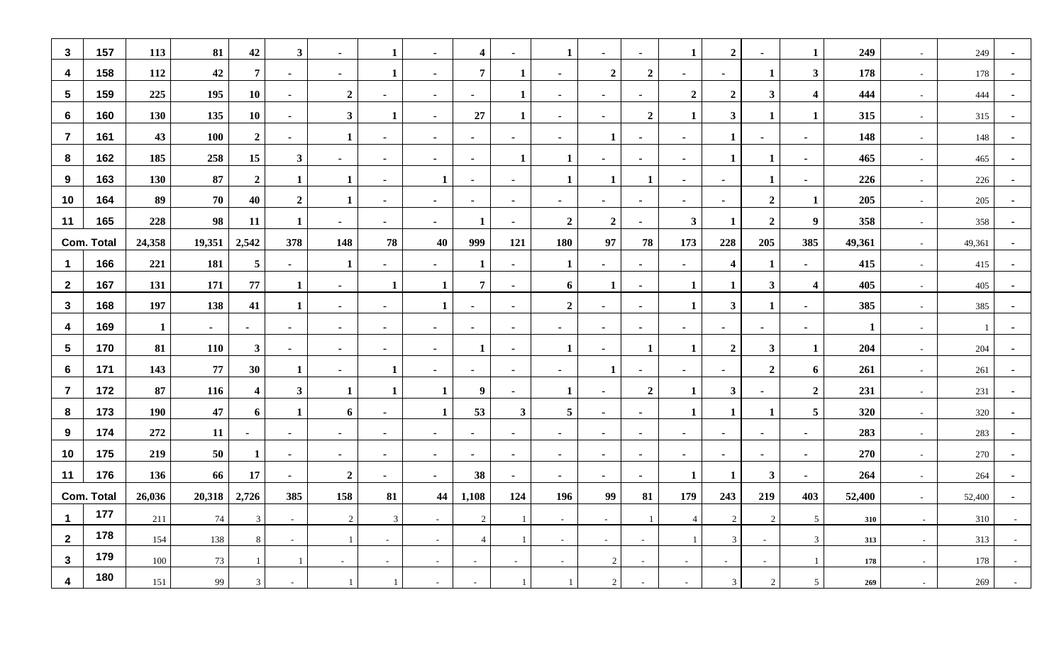| | | | | | | | | | | | | | | | | | | | | | |
|---|---|---|---|---|---|---|---|---|---|---|---|---|---|---|---|---|---|---|---|---|---|
| 3 | 157 | 113 | 81 | 42 | 3 | - | 1 | - | 4 | - | 1 | - | - | 1 | 2 | - | 1 | 249 | - | 249 | - |
| 4 | 158 | 112 | 42 | 7 | - | - | 1 | - | 7 | 1 | - | 2 | 2 | - | - | 1 | 3 | 178 | - | 178 | - |
| 5 | 159 | 225 | 195 | 10 | - | 2 | - | - | - | 1 | - | - | - | 2 | 2 | 3 | 4 | 444 | - | 444 | - |
| 6 | 160 | 130 | 135 | 10 | - | 3 | 1 | - | 27 | 1 | - | - | 2 | 1 | 3 | 1 | 1 | 315 | - | 315 | - |
| 7 | 161 | 43 | 100 | 2 | - | 1 | - | - | - | - | - | 1 | - | - | 1 | - | - | 148 | - | 148 | - |
| 8 | 162 | 185 | 258 | 15 | 3 | - | - | - | - | 1 | 1 | - | - | - | 1 | 1 | - | 465 | - | 465 | - |
| 9 | 163 | 130 | 87 | 2 | 1 | 1 | - | 1 | - | - | 1 | 1 | 1 | - | - | 1 | - | 226 | - | 226 | - |
| 10 | 164 | 89 | 70 | 40 | 2 | 1 | - | - | - | - | - | - | - | - | - | 2 | 1 | 205 | - | 205 | - |
| 11 | 165 | 228 | 98 | 11 | 1 | - | - | - | 1 | - | 2 | 2 | - | 3 | 1 | 2 | 9 | 358 | - | 358 | - |
| Com. Total | | 24,358 | 19,351 | 2,542 | 378 | 148 | 78 | 40 | 999 | 121 | 180 | 97 | 78 | 173 | 228 | 205 | 385 | 49,361 | - | 49,361 | - |
| 1 | 166 | 221 | 181 | 5 | - | 1 | - | - | 1 | - | 1 | - | - | - | 4 | 1 | - | 415 | - | 415 | - |
| 2 | 167 | 131 | 171 | 77 | 1 | - | 1 | 1 | 7 | - | 6 | 1 | - | 1 | 1 | 3 | 4 | 405 | - | 405 | - |
| 3 | 168 | 197 | 138 | 41 | 1 | - | - | 1 | - | - | 2 | - | - | 1 | 3 | 1 | - | 385 | - | 385 | - |
| 4 | 169 | 1 | - | - | - | - | - | - | - | - | - | - | - | - | - | - | - | 1 | - | 1 | - |
| 5 | 170 | 81 | 110 | 3 | - | - | - | - | 1 | - | 1 | - | 1 | 1 | 2 | 3 | 1 | 204 | - | 204 | - |
| 6 | 171 | 143 | 77 | 30 | 1 | - | 1 | - | - | - | - | 1 | - | - | - | 2 | 6 | 261 | - | 261 | - |
| 7 | 172 | 87 | 116 | 4 | 3 | 1 | 1 | 1 | 9 | - | 1 | - | 2 | 1 | 3 | - | 2 | 231 | - | 231 | - |
| 8 | 173 | 190 | 47 | 6 | 1 | 6 | - | 1 | 53 | 3 | 5 | - | - | 1 | 1 | 1 | 5 | 320 | - | 320 | - |
| 9 | 174 | 272 | 11 | - | - | - | - | - | - | - | - | - | - | - | - | - | - | 283 | - | 283 | - |
| 10 | 175 | 219 | 50 | 1 | - | - | - | - | - | - | - | - | - | - | - | - | - | 270 | - | 270 | - |
| 11 | 176 | 136 | 66 | 17 | - | 2 | - | - | 38 | - | - | - | - | 1 | 1 | 3 | - | 264 | - | 264 | - |
| Com. Total | | 26,036 | 20,318 | 2,726 | 385 | 158 | 81 | 44 | 1,108 | 124 | 196 | 99 | 81 | 179 | 243 | 219 | 403 | 52,400 | - | 52,400 | - |
| 1 | 177 | 211 | 74 | 3 | - | 2 | 3 | - | 2 | 1 | - | - | 1 | 4 | 2 | 2 | 5 | 310 | - | 310 | - |
| 2 | 178 | 154 | 138 | 8 | - | 1 | - | - | 4 | 1 | - | - | - | 1 | 3 | - | 3 | 313 | - | 313 | - |
| 3 | 179 | 100 | 73 | 1 | 1 | - | - | - | - | - | - | 2 | - | - | - | - | 1 | 178 | - | 178 | - |
| 4 | 180 | 151 | 99 | 3 | - | 1 | 1 | - | - | 1 | 1 | 2 | - | - | 3 | 2 | 5 | 269 | - | 269 | - |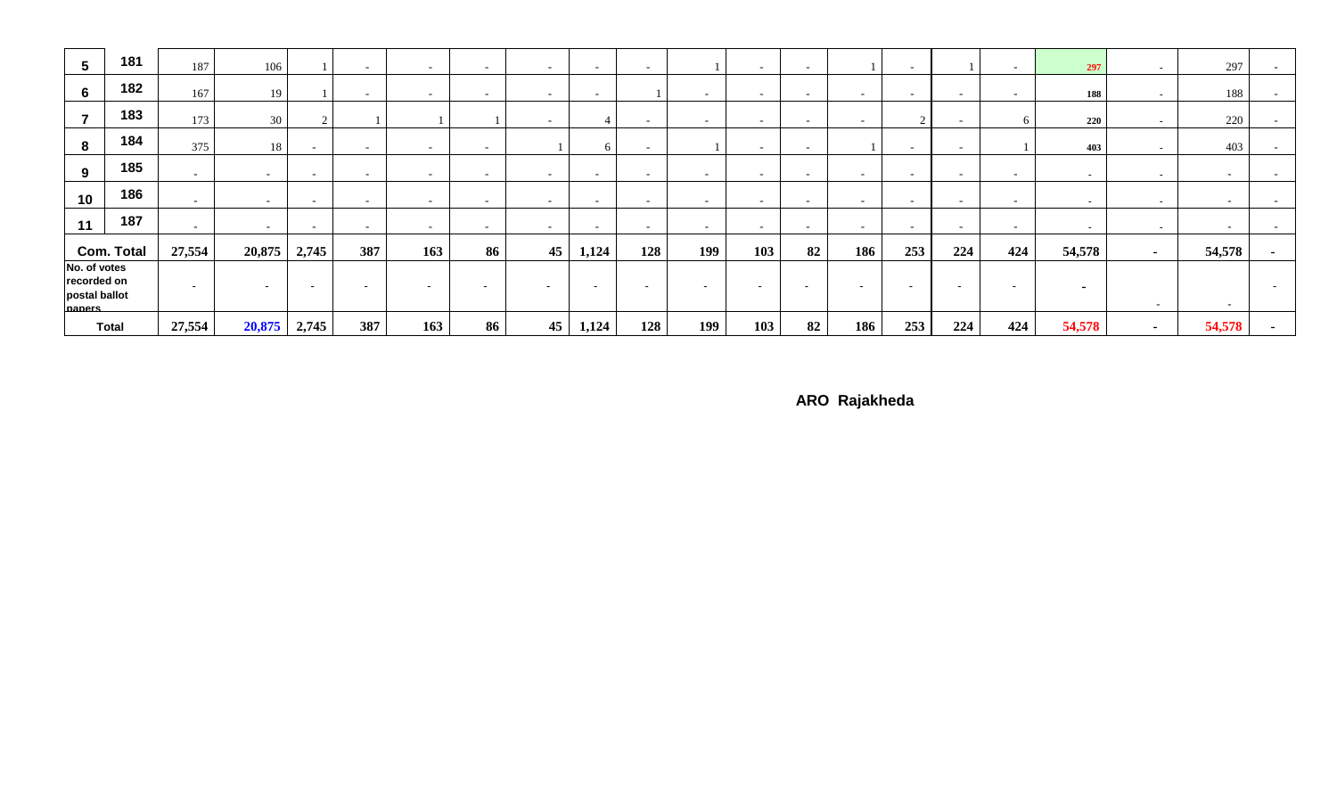| | | | | | | | | | | | | | | | | | | | | | | |
|---|---|---|---|---|---|---|---|---|---|---|---|---|---|---|---|---|---|---|---|---|---|---|
| 5 | 181 | 187 | 106 | 1 | - | - | - | - | - | - | 1 | - | - | 1 | - | 1 | - | 297 | - | 297 | - |
| 6 | 182 | 167 | 19 | 1 | - | - | - | - | - | 1 | - | - | - | - | - | - | - | 188 | - | 188 | - |
| 7 | 183 | 173 | 30 | 2 | 1 | 1 | 1 | - | 4 | - | - | - | - | - | 2 | - | 6 | 220 | - | 220 | - |
| 8 | 184 | 375 | 18 | - | - | - | - | 1 | 6 | - | 1 | - | - | 1 | - | - | 1 | 403 | - | 403 | - |
| 9 | 185 | - | - | - | - | - | - | - | - | - | - | - | - | - | - | - | - | - | - | - | - |
| 10 | 186 | - | - | - | - | - | - | - | - | - | - | - | - | - | - | - | - | - | - | - | - |
| 11 | 187 | - | - | - | - | - | - | - | - | - | - | - | - | - | - | - | - | - | - | - | - |
| **Com. Total** | | **27,554** | **20,875** | **2,745** | **387** | **163** | **86** | **45** | **1,124** | **128** | **199** | **103** | **82** | **186** | **253** | **224** | **424** | **54,578** | **-** | **54,578** | **-** |
| **No. of votes recorded on postal ballot papers** | | - | - | - | - | - | - | - | - | - | - | - | - | - | - | - | - | - | - | - | - |
| **Total** | | **27,554** | **20,875** | **2,745** | **387** | **163** | **86** | **45** | **1,124** | **128** | **199** | **103** | **82** | **186** | **253** | **224** | **424** | **54,578** | **-** | **54,578** | **-** |

**ARO Rajakheda**